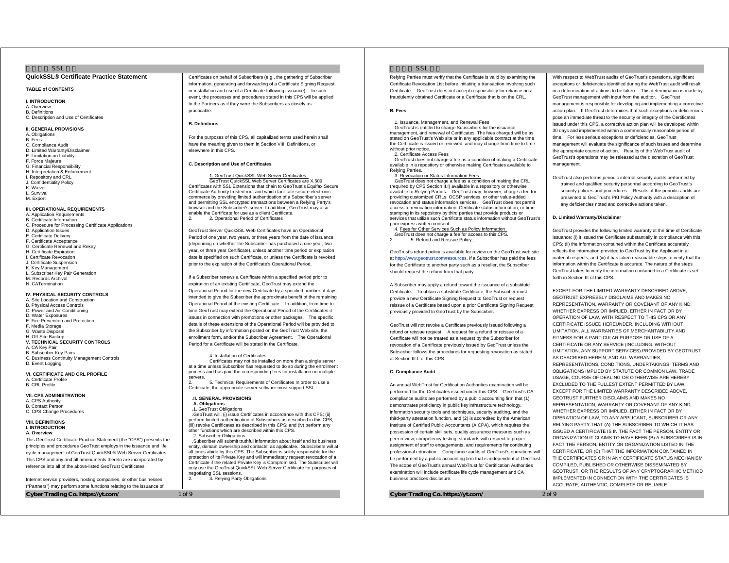# QuickSSL® Certificate Practice Statement

**TABLE of CONTENTS**

**I. INTRODUCTION**
A. Overview
B. Definitions
C. Description and Use of Certificates

**II. GENERAL PROVISIONS**
A. Obligations
B. Fees
C. Compliance Audit
D. Limited Warranty/Disclaimer
E. Limitation on Liability
F. Force Majeure
G. Financial Responsibility
H. Interpretation & Enforcement
I. Repository and CRL
J. Confidentiality Policy
K. Waiver
L. Survival
M. Export

**III. OPERATIONAL REQUIREMENTS**
A. Application Requirements
B. Certificate Information
C. Procedure for Processing Certificate Applications
D. Application Issues
E. Certificate Delivery
F. Certificate Acceptance
G. Certificate Renewal and Rekey
H. Certificate Expiration
I. Certificate Revocation
J. Certificate Suspension
K. Key Management
L. Subscriber Key Pair Generation
M. Records Archival
N. CATermination

**IV. PHYSICAL SECURITY CONTROLS**
A. Site Location and Construction
B. Physical Access Controls
C. Power and Air Conditioning
D. Water Exposures
E. Fire Prevention and Protection
F. Media Storage
G. Waste Disposal
H. Off-Site Backup

**V. TECHNICAL SECURITY CONTROLS**
A. CA Key Pair
B. Subscriber Key Pairs
C. Business Continuity Management Controls
D. Event Logging

**VI. CERTIFICATE AND CRL PROFILE**
A. Certificate Profile
B. CRL Profile

**VII. CPS ADMINISTRATION**
A. CPS Authority
B. Contact Person
C. CPS Change Procedures

**VIII. DEFINITIONS**

**I. INTRODUCTION**

**A. Overview**

This GeoTrust Certificate Practice Statement (the "CPS") presents the principles and procedures GeoTrust employs in the issuance and life cycle management of GeoTrust QuickSSL® Web Server Certificates. This CPS and any and all amendments thereto are incorporated by reference into all of the above-listed GeoTrust Certificates.

Internet service providers, hosting companies, or other businesses ("Partners") may perform some functions relating to the issuance of Certificates on behalf of Subscribers (e.g., the gathering of Subscriber information, generating and forwarding of a Certificate Signing Request, or installation and use of a Certificate following issuance). In such event, the processes and procedures stated in this CPS will be applied to the Partners as if they were the Subscribers as closely as practicable.

**B. Definitions**

For the purposes of this CPS, all capitalized terms used herein shall have the meaning given to them in Section VIII, Definitions, or elsewhere in this CPS.

**C. Description and Use of Certificates**

1. GeoTrust QuickSSL Web Server Certificates

GeoTrust QuickSSL Web Server Certificates are X.509 Certificates with SSL Extensions that chain to GeoTrust's Equifax Secure Certificate Authority trusted root and which facilitate secure electronic commerce by providing limited authentication of a Subscriber's server and permitting SSL encrypted transactions between a Relying Party's browser and the Subscriber's server. In addition, GeoTrust may also enable the Certificate for use as a client Certificate.

2. Operational Period of Certificates

GeoTrust Server QuickSSL Web Certificates have an Operational Period of one year, two years, or three years from the date of issuance (depending on whether the Subscriber has purchased a one year, two year, or three year Certificate), unless another time period or expiration date is specified on such Certificate, or unless the Certificate is revoked prior to the expiration of the Certificate's Operational Period.

If a Subscriber renews a Certificate within a specified period prior to expiration of an existing Certificate, GeoTrust may extend the Operational Period for the new Certificate by a specified number of days intended to give the Subscriber the approximate benefit of the remaining Operational Period of the existing Certificate. In addition, from time to time GeoTrust may extend the Operational Period of the Certificates it issues in connection with promotions or other packages. The specific details of these extensions of the Operational Period will be provided to the Subscriber by information posted on the GeoTrust Web site, the enrollment form, and/or the Subscriber Agreement. The Operational Period for a Certificate will be stated in the Certificate.

4. Installation of Certificates

Certificates may not be installed on more than a single server at a time unless Subscriber has requested to do so during the enrollment process and has paid the corresponding fees for installation on multiple servers.

5. Technical Requirements of Certificates In order to use a Certificate, the appropriate server software must support SSL.

**II. GENERAL PROVISIONS**

**A. Obligations**

1. GeoTrust Obligations

GeoTrust will: (i) issue Certificates in accordance with this CPS; (ii) perform limited authentication of Subscribers as described in this CPS; (iii) revoke Certificates as described in this CPS; and (iv) perform any other functions which are described within this CPS.

2. Subscriber Obligations

Subscriber will submit truthful information about itself and its business entity, domain ownership and contacts, as applicable.. Subscribers will at all times abide by this CPS. The Subscriber is solely responsible for the protection of its Private Key and will immediately request revocation of a Certificate if the related Private Key is Compromised. The Subscriber will only use the GeoTrust QuickSSL Web Server Certificate for purposes of negotiating SSL sessions.

3. Relying Party Obligations

Relying Parties must verify that the Certificate is valid by examining the Certificate Revocation List before initiating a transaction involving such Certificate. GeoTrust does not accept responsibility for reliance on a fraudulently obtained Certificate or a Certificate that is on the CRL.

**B. Fees**

1. Issuance, Management, and Renewal Fees

GeoTrust is entitled to charge Subscribers for the issuance, management, and renewal of Certificates. The fees charged will be as stated on GeoTrust's Web site or in any applicable contract at the time the Certificate is issued or renewed, and may change from time to time without prior notice.

2. Certificate Access Fees

GeoTrust does not charge a fee as a condition of making a Certificate available in a repository or otherwise making Certificates available to Relying Parties.

3. Revocation or Status Information Fees

GeoTrust does not charge a fee as a condition of making the CRL (required by CPS Section II.I) available in a repository or otherwise available to Relying Parties. GeoTrust may, however, charge a fee for providing customized CRLs, OCSP services, or other value-added revocation and status information services. GeoTrust does not permit access to revocation information, Certificate status information, or time stamping in its repository by third parties that provide products or services that utilize such Certificate status information without GeoTrust's prior express written consent.

4. Fees for Other Services Such as Policy Information

GeoTrust does not charge a fee for access to this CPS.

5. Refund and Reissue Policy

GeoTrust's refund policy is available for review on the GeoTrust web site at http://www.geotrust.com/resources. If a Subscriber has paid the fees for the Certificate to another party such as a reseller, the Subscriber should request the refund from that party.

A Subscriber may apply a refund toward the issuance of a substitute Certificate. To obtain a substitute Certificate, the Subscriber must provide a new Certificate Signing Request to GeoTrust or request reissue of a Certificate based upon a prior Certificate Signing Request previously provided to GeoTrust by the Subscriber.

GeoTrust will not revoke a Certificate previously issued following a refund or reissue request. A request for a refund or reissue of a Certificate will not be treated as a request by the Subscriber for revocation of a Certificate previously issued by GeoTrust unless the Subscriber follows the procedures for requesting revocation as stated at Section III.I. of this CPS.

**C. Compliance Audit**

An annual WebTrust for Certification Authorities examination will be performed for the Certificates issued under this CPS. GeoTrust's CA compliance audits are performed by a public accounting firm that (1) demonstrates proficiency in public key infrastructure technology, information security tools and techniques, security auditing, and the third-party attestation function, and (2) is accredited by the American Institute of Certified Public Accountants (AICPA), which requires the possession of certain skill sets, quality assurance measures such as peer review, competency testing, standards with respect to proper assignment of staff to engagements, and requirements for continuing professional education. Compliance audits of GeoTrust's operations will be performed by a public accounting firm that is independent of GeoTrust. The scope of GeoTrust's annual WebTrust for Certification Authorities examination will include certificate life cycle management and CA business practices disclosure.

With respect to WebTrust audits of GeoTrust's operations, significant exceptions or deficiencies identified during the WebTrust audit will result in a determination of actions to be taken. This determination is made by GeoTrust management with input from the auditor. GeoTrust management is responsible for developing and implementing a corrective action plan. If GeoTrust determines that such exceptions or deficiencies pose an immediate threat to the security or integrity of the Certificates issued under this CPS, a corrective action plan will be developed within 30 days and implemented within a commercially reasonable period of time. For less serious exceptions or deficiencies, GeoTrust management will evaluate the significance of such issues and determine the appropriate course of action. Results of the WebTrust audit of GeoTrust's operations may be released at the discretion of GeoTrust management.

GeoTrust also performs periodic internal security audits performed by trained and qualified security personnel according to GeoTrust's security policies and procedures. Results of the periodic audits are presented to GeoTrust's PKI Policy Authority with a description of any deficiencies noted and corrective actions taken.

**D. Limited Warranty/Disclaimer**

GeoTrust provides the following limited warranty at the time of Certificate issuance: (i) it issued the Certificate substantially in compliance with this CPS; (ii) the information contained within the Certificate accurately reflects the information provided to GeoTrust by the Applicant in all material respects; and (iii) it has taken reasonable steps to verify that the information within the Certificate is accurate. The nature of the steps GeoTrust takes to verify the information contained in a Certificate is set forth in Section III of this CPS.

EXCEPT FOR THE LIMITED WARRANTY DESCRIBED ABOVE, GEOTRUST EXPRESSLY DISCLAIMS AND MAKES NO REPRESENTATION, WARRANTY OR COVENANT OF ANY KIND, WHETHER EXPRESS OR IMPLIED, EITHER IN FACT OR BY OPERATION OF LAW, WITH RESPECT TO THIS CPS OR ANY CERTIFICATE ISSUED HEREUNDER, INCLUDING WITHOUT LIMITATION, ALL WARRANTIES OF MERCHANTABILITY AND FITNESS FOR A PARTICULAR PURPOSE OR USE OF A CERTIFICATE OR ANY SERVICE (INCLUDING, WITHOUT LIMITATION, ANY SUPPORT SERVICES) PROVIDED BY GEOTRUST AS DESCRIBED HEREIN, AND ALL WARRANTIES, REPRESENTATIONS, CONDITIONS, UNDERTAKINGS, TERMS AND OBLIGATIONS IMPLIED BY STATUTE OR COMMON LAW, TRADE USAGE, COURSE OF DEALING OR OTHERWISE ARE HEREBY EXCLUDED TO THE FULLEST EXTENT PERMITTED BY LAW. EXCEPT FOR THE LIMITED WARRANTY DESCRIBED ABOVE, GEOTRUST FURTHER DISCLAIMS AND MAKES NO REPRESENTATION, WARRANTY OR COVENANT OF ANY KIND, WHETHER EXPRESS OR IMPLIED, EITHER IN FACT OR BY OPERATION OF LAW, TO ANY APPLICANT, SUBSCRIBER OR ANY RELYING PARTY THAT (A) THE SUBSCRIBER TO WHICH IT HAS ISSUED A CERTIFICATE IS IN THE FACT THE PERSON, ENTITY OR ORGANIZATION IT CLAIMS TO HAVE BEEN (B) A SUBSCRIBER IS IN FACT THE PERSON, ENTITY OR ORGANIZATION LISTED IN THE CERTIFICATE, OR (C) THAT THE INFORMATION CONTAINED IN THE CERTIFICATES OR IN ANY CERTIFICATE STATUS MECHANISM COMPILED, PUBLISHED OR OTHERWISE DISSEMINATED BY GEOTRUST, OR THE RESULTS OF ANY CRYPTOGRAPHIC METHOD IMPLEMENTED IN CONNECTION WITH THE CERTIFICATES IS ACCURATE, AUTHENTIC, COMPLETE OR RELIABLE.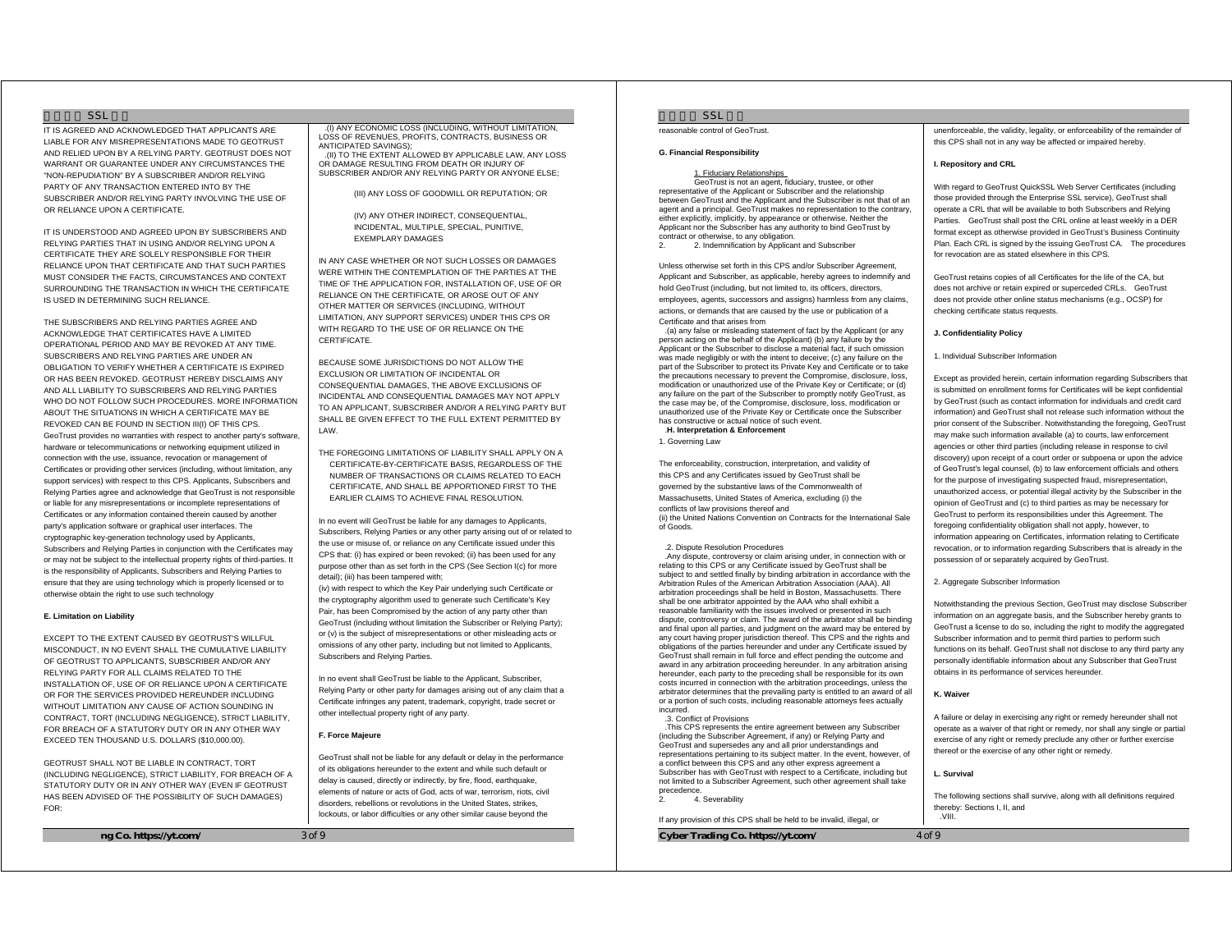IT IS AGREED AND ACKNOWLEDGED THAT APPLICANTS ARE LIABLE FOR ANY MISREPRESENTATIONS MADE TO GEOTRUST AND RELIED UPON BY A RELYING PARTY. GEOTRUST DOES NOT WARRANT OR GUARANTEE UNDER ANY CIRCUMSTANCES THE "NON-REPUDIATION" BY A SUBSCRIBER AND/OR RELYING PARTY OF ANY TRANSACTION ENTERED INTO BY THE SUBSCRIBER AND/OR RELYING PARTY INVOLVING THE USE OF OR RELIANCE UPON A CERTIFICATE.

IT IS UNDERSTOOD AND AGREED UPON BY SUBSCRIBERS AND RELYING PARTIES THAT IN USING AND/OR RELYING UPON A CERTIFICATE THEY ARE SOLELY RESPONSIBLE FOR THEIR RELIANCE UPON THAT CERTIFICATE AND THAT SUCH PARTIES MUST CONSIDER THE FACTS, CIRCUMSTANCES AND CONTEXT SURROUNDING THE TRANSACTION IN WHICH THE CERTIFICATE IS USED IN DETERMINING SUCH RELIANCE.

THE SUBSCRIBERS AND RELYING PARTIES AGREE AND ACKNOWLEDGE THAT CERTIFICATES HAVE A LIMITED OPERATIONAL PERIOD AND MAY BE REVOKED AT ANY TIME. SUBSCRIBERS AND RELYING PARTIES ARE UNDER AN OBLIGATION TO VERIFY WHETHER A CERTIFICATE IS EXPIRED OR HAS BEEN REVOKED. GEOTRUST HEREBY DISCLAIMS ANY AND ALL LIABILITY TO SUBSCRIBERS AND RELYING PARTIES WHO DO NOT FOLLOW SUCH PROCEDURES. MORE INFORMATION ABOUT THE SITUATIONS IN WHICH A CERTIFICATE MAY BE REVOKED CAN BE FOUND IN SECTION III(I) OF THIS CPS.
GeoTrust provides no warranties with respect to another party's software, hardware or telecommunications or networking equipment utilized in connection with the use, issuance, revocation or management of Certificates or providing other services (including, without limitation, any support services) with respect to this CPS. Applicants, Subscribers and Relying Parties agree and acknowledge that GeoTrust is not responsible or liable for any misrepresentations or incomplete representations of Certificates or any information contained therein caused by another party's application software or graphical user interfaces. The cryptographic key-generation technology used by Applicants, Subscribers and Relying Parties in conjunction with the Certificates may or may not be subject to the intellectual property rights of third-parties. It is the responsibility of Applicants, Subscribers and Relying Parties to ensure that they are using technology which is properly licensed or to otherwise obtain the right to use such technology

#### E. Limitation on Liability

EXCEPT TO THE EXTENT CAUSED BY GEOTRUST'S WILLFUL MISCONDUCT, IN NO EVENT SHALL THE CUMULATIVE LIABILITY OF GEOTRUST TO APPLICANTS, SUBSCRIBER AND/OR ANY RELYING PARTY FOR ALL CLAIMS RELATED TO THE INSTALLATION OF, USE OF OR RELIANCE UPON A CERTIFICATE OR FOR THE SERVICES PROVIDED HEREUNDER INCLUDING WITHOUT LIMITATION ANY CAUSE OF ACTION SOUNDING IN CONTRACT, TORT (INCLUDING NEGLIGENCE), STRICT LIABILITY, FOR BREACH OF A STATUTORY DUTY OR IN ANY OTHER WAY EXCEED TEN THOUSAND U.S. DOLLARS ($10,000.00).

GEOTRUST SHALL NOT BE LIABLE IN CONTRACT, TORT (INCLUDING NEGLIGENCE), STRICT LIABILITY, FOR BREACH OF A STATUTORY DUTY OR IN ANY OTHER WAY (EVEN IF GEOTRUST HAS BEEN ADVISED OF THE POSSIBILITY OF SUCH DAMAGES) FOR:

.(I) ANY ECONOMIC LOSS (INCLUDING, WITHOUT LIMITATION, LOSS OF REVENUES, PROFITS, CONTRACTS, BUSINESS OR ANTICIPATED SAVINGS);
.(II) TO THE EXTENT ALLOWED BY APPLICABLE LAW, ANY LOSS OR DAMAGE RESULTING FROM DEATH OR INJURY OF SUBSCRIBER AND/OR ANY RELYING PARTY OR ANYONE ELSE;

(III) ANY LOSS OF GOODWILL OR REPUTATION; OR

(IV) ANY OTHER INDIRECT, CONSEQUENTIAL, INCIDENTAL, MULTIPLE, SPECIAL, PUNITIVE, EXEMPLARY DAMAGES

IN ANY CASE WHETHER OR NOT SUCH LOSSES OR DAMAGES WERE WITHIN THE CONTEMPLATION OF THE PARTIES AT THE TIME OF THE APPLICATION FOR, INSTALLATION OF, USE OF OR RELIANCE ON THE CERTIFICATE, OR AROSE OUT OF ANY OTHER MATTER OR SERVICES (INCLUDING, WITHOUT LIMITATION, ANY SUPPORT SERVICES) UNDER THIS CPS OR WITH REGARD TO THE USE OF OR RELIANCE ON THE CERTIFICATE.

BECAUSE SOME JURISDICTIONS DO NOT ALLOW THE EXCLUSION OR LIMITATION OF INCIDENTAL OR CONSEQUENTIAL DAMAGES, THE ABOVE EXCLUSIONS OF INCIDENTAL AND CONSEQUENTIAL DAMAGES MAY NOT APPLY TO AN APPLICANT, SUBSCRIBER AND/OR A RELYING PARTY BUT SHALL BE GIVEN EFFECT TO THE FULL EXTENT PERMITTED BY LAW.

THE FOREGOING LIMITATIONS OF LIABILITY SHALL APPLY ON A CERTIFICATE-BY-CERTIFICATE BASIS, REGARDLESS OF THE NUMBER OF TRANSACTIONS OR CLAIMS RELATED TO EACH CERTIFICATE, AND SHALL BE APPORTIONED FIRST TO THE EARLIER CLAIMS TO ACHIEVE FINAL RESOLUTION.

In no event will GeoTrust be liable for any damages to Applicants, Subscribers, Relying Parties or any other party arising out of or related to the use or misuse of, or reliance on any Certificate issued under this CPS that: (i) has expired or been revoked; (ii) has been used for any purpose other than as set forth in the CPS (See Section I(c) for more detail); (iii) has been tampered with;
(iv) with respect to which the Key Pair underlying such Certificate or the cryptography algorithm used to generate such Certificate's Key Pair, has been Compromised by the action of any party other than GeoTrust (including without limitation the Subscriber or Relying Party); or (v) is the subject of misrepresentations or other misleading acts or omissions of any other party, including but not limited to Applicants, Subscribers and Relying Parties.

In no event shall GeoTrust be liable to the Applicant, Subscriber, Relying Party or other party for damages arising out of any claim that a Certificate infringes any patent, trademark, copyright, trade secret or other intellectual property right of any party.

#### F. Force Majeure

GeoTrust shall not be liable for any default or delay in the performance of its obligations hereunder to the extent and while such default or delay is caused, directly or indirectly, by fire, flood, earthquake, elements of nature or acts of God, acts of war, terrorism, riots, civil disorders, rebellions or revolutions in the United States, strikes, lockouts, or labor difficulties or any other similar cause beyond the reasonable control of GeoTrust.

#### G. Financial Responsibility

1. Fiduciary Relationships
GeoTrust is not an agent, fiduciary, trustee, or other representative of the Applicant or Subscriber and the relationship between GeoTrust and the Applicant and the Subscriber is not that of an agent and a principal. GeoTrust makes no representation to the contrary, either explicitly, implicitly, by appearance or otherwise. Neither the Applicant nor the Subscriber has any authority to bind GeoTrust by contract or otherwise, to any obligation.

2. Indemnification by Applicant and Subscriber

Unless otherwise set forth in this CPS and/or Subscriber Agreement, Applicant and Subscriber, as applicable, hereby agrees to indemnify and hold GeoTrust (including, but not limited to, its officers, directors, employees, agents, successors and assigns) harmless from any claims, actions, or demands that are caused by the use or publication of a Certificate and that arises from
.(a) any false or misleading statement of fact by the Applicant (or any person acting on the behalf of the Applicant) (b) any failure by the Applicant or the Subscriber to disclose a material fact, if such omission was made negligently or with the intent to deceive; (c) any failure on the part of the Subscriber to protect its Private Key and Certificate or to take the precautions necessary to prevent the Compromise, disclosure, loss, modification or unauthorized use of the Private Key or Certificate; or (d) any failure on the part of the Subscriber to promptly notify GeoTrust, as the case may be, of the Compromise, disclosure, loss, modification or unauthorized use of the Private Key or Certificate once the Subscriber has constructive or actual notice of such event.

#### .H. Interpretation & Enforcement

1. Governing Law

The enforceability, construction, interpretation, and validity of this CPS and any Certificates issued by GeoTrust shall be governed by the substantive laws of the Commonwealth of Massachusetts, United States of America, excluding (i) the conflicts of law provisions thereof and
(ii) the United Nations Convention on Contracts for the International Sale of Goods.

.2. Dispute Resolution Procedures
.Any dispute, controversy or claim arising under, in connection with or relating to this CPS or any Certificate issued by GeoTrust shall be subject to and settled finally by binding arbitration in accordance with the Arbitration Rules of the American Arbitration Association (AAA). All arbitration proceedings shall be held in Boston, Massachusetts. There shall be one arbitrator appointed by the AAA who shall exhibit a reasonable familiarity with the issues involved or presented in such dispute, controversy or claim. The award of the arbitrator shall be binding and final upon all parties, and judgment on the award may be entered by any court having proper jurisdiction thereof. This CPS and the rights and obligations of the parties hereunder and under any Certificate issued by GeoTrust shall remain in full force and effect pending the outcome and award in any arbitration proceeding hereunder. In any arbitration arising hereunder, each party to the preceding shall be responsible for its own costs incurred in connection with the arbitration proceedings, unless the arbitrator determines that the prevailing party is entitled to an award of all or a portion of such costs, including reasonable attorneys fees actually incurred.

.3. Conflict of Provisions
.This CPS represents the entire agreement between any Subscriber (including the Subscriber Agreement, if any) or Relying Party and GeoTrust and supersedes any and all prior understandings and representations pertaining to its subject matter. In the event, however, of a conflict between this CPS and any other express agreement a Subscriber has with GeoTrust with respect to a Certificate, including but not limited to a Subscriber Agreement, such other agreement shall take precedence.

4. Severability

If any provision of this CPS shall be held to be invalid, illegal, or unenforceable, the validity, legality, or enforceability of the remainder of this CPS shall not in any way be affected or impaired hereby.

#### I. Repository and CRL

With regard to GeoTrust QuickSSL Web Server Certificates (including those provided through the Enterprise SSL service), GeoTrust shall operate a CRL that will be available to both Subscribers and Relying Parties. GeoTrust shall post the CRL online at least weekly in a DER format except as otherwise provided in GeoTrust's Business Continuity Plan. Each CRL is signed by the issuing GeoTrust CA. The procedures for revocation are as stated elsewhere in this CPS.

GeoTrust retains copies of all Certificates for the life of the CA, but does not archive or retain expired or superceded CRLs. GeoTrust does not provide other online status mechanisms (e.g., OCSP) for checking certificate status requests.

#### J. Confidentiality Policy

1. Individual Subscriber Information

Except as provided herein, certain information regarding Subscribers that is submitted on enrollment forms for Certificates will be kept confidential by GeoTrust (such as contact information for individuals and credit card information) and GeoTrust shall not release such information without the prior consent of the Subscriber. Notwithstanding the foregoing, GeoTrust may make such information available (a) to courts, law enforcement agencies or other third parties (including release in response to civil discovery) upon receipt of a court order or subpoena or upon the advice of GeoTrust's legal counsel, (b) to law enforcement officials and others for the purpose of investigating suspected fraud, misrepresentation, unauthorized access, or potential illegal activity by the Subscriber in the opinion of GeoTrust and (c) to third parties as may be necessary for GeoTrust to perform its responsibilities under this Agreement. The foregoing confidentiality obligation shall not apply, however, to information appearing on Certificates, information relating to Certificate revocation, or to information regarding Subscribers that is already in the possession of or separately acquired by GeoTrust.

2. Aggregate Subscriber Information

Notwithstanding the previous Section, GeoTrust may disclose Subscriber information on an aggregate basis, and the Subscriber hereby grants to GeoTrust a license to do so, including the right to modify the aggregated Subscriber information and to permit third parties to perform such functions on its behalf. GeoTrust shall not disclose to any third party any personally identifiable information about any Subscriber that GeoTrust obtains in its performance of services hereunder.

#### K. Waiver

A failure or delay in exercising any right or remedy hereunder shall not operate as a waiver of that right or remedy, nor shall any single or partial exercise of any right or remedy preclude any other or further exercise thereof or the exercise of any other right or remedy.

#### L. Survival

The following sections shall survive, along with all definitions required thereby: Sections I, II, and
.VIII.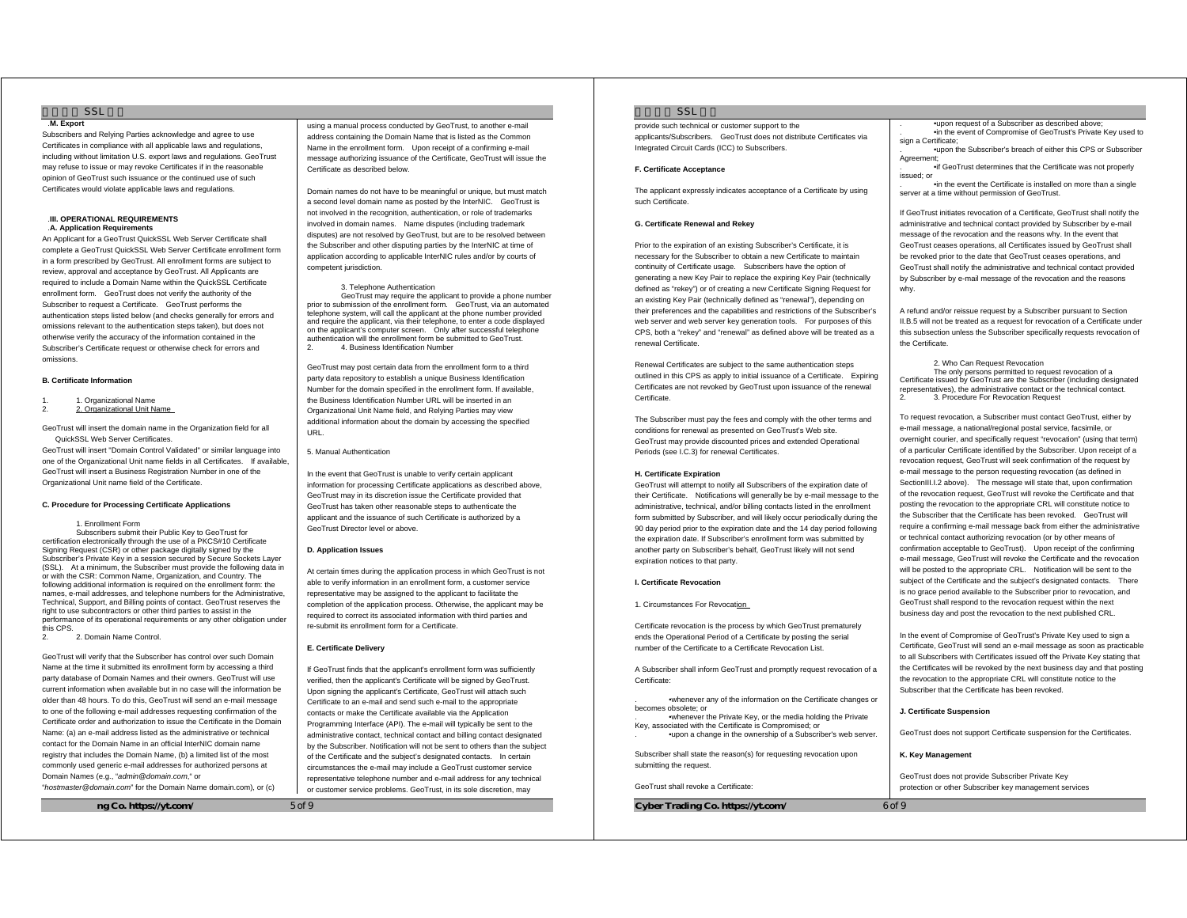## M. Export

Subscribers and Relying Parties acknowledge and agree to use Certificates in compliance with all applicable laws and regulations, including without limitation U.S. export laws and regulations. GeoTrust may refuse to issue or may revoke Certificates if in the reasonable opinion of GeoTrust such issuance or the continued use of such Certificates would violate applicable laws and regulations.

# III. OPERATIONAL REQUIREMENTS

## A. Application Requirements

An Applicant for a GeoTrust QuickSSL Web Server Certificate shall complete a GeoTrust QuickSSL Web Server Certificate enrollment form in a form prescribed by GeoTrust. All enrollment forms are subject to review, approval and acceptance by GeoTrust. All Applicants are required to include a Domain Name within the QuickSSL Certificate enrollment form. GeoTrust does not verify the authority of the Subscriber to request a Certificate. GeoTrust performs the authentication steps listed below (and checks generally for errors and omissions relevant to the authentication steps taken), but does not otherwise verify the accuracy of the information contained in the Subscriber's Certificate request or otherwise check for errors and omissions.

## B. Certificate Information

1. Organizational Name
2. Organizational Unit Name

GeoTrust will insert the domain name in the Organization field for all QuickSSL Web Server Certificates.

GeoTrust will insert "Domain Control Validated" or similar language into one of the Organizational Unit name fields in all Certificates. If available, GeoTrust will insert a Business Registration Number in one of the Organizational Unit name field of the Certificate.

## C. Procedure for Processing Certificate Applications

### 1. Enrollment Form

Subscribers submit their Public Key to GeoTrust for certification electronically through the use of a PKCS#10 Certificate Signing Request (CSR) or other package digitally signed by the Subscriber's Private Key in a session secured by Secure Sockets Layer (SSL). At a minimum, the Subscriber must provide the following data in or with the CSR: Common Name, Organization, and Country. The following additional information is required on the enrollment form: the names, e-mail addresses, and telephone numbers for the Administrative, Technical, Support, and Billing points of contact. GeoTrust reserves the right to use subcontractors or other third parties to assist in the performance of its operational requirements or any other obligation under this CPS.

### 2. Domain Name Control.

GeoTrust will verify that the Subscriber has control over such Domain Name at the time it submitted its enrollment form by accessing a third party database of Domain Names and their owners. GeoTrust will use current information when available but in no case will the information be older than 48 hours. To do this, GeoTrust will send an e-mail message to one of the following e-mail addresses requesting confirmation of the Certificate order and authorization to issue the Certificate in the Domain Name: (a) an e-mail address listed as the administrative or technical contact for the Domain Name in an official InterNIC domain name registry that includes the Domain Name, (b) a limited list of the most commonly used generic e-mail addresses for authorized persons at Domain Names (e.g., "admin@domain.com," or "hostmaster@domain.com" for the Domain Name domain.com), or (c) using a manual process conducted by GeoTrust, to another e-mail address containing the Domain Name that is listed as the Common Name in the enrollment form. Upon receipt of a confirming e-mail message authorizing issuance of the Certificate, GeoTrust will issue the Certificate as described below.

Domain names do not have to be meaningful or unique, but must match a second level domain name as posted by the InterNIC. GeoTrust is not involved in the recognition, authentication, or role of trademarks involved in domain names. Name disputes (including trademark disputes) are not resolved by GeoTrust, but are to be resolved between the Subscriber and other disputing parties by the InterNIC at time of application according to applicable InterNIC rules and/or by courts of competent jurisdiction.

### 3. Telephone Authentication

GeoTrust may require the applicant to provide a phone number prior to submission of the enrollment form. GeoTrust, via an automated telephone system, will call the applicant at the phone number provided and require the applicant, via their telephone, to enter a code displayed on the applicant's computer screen. Only after successful telephone authentication will the enrollment form be submitted to GeoTrust.

### 4. Business Identification Number

GeoTrust may post certain data from the enrollment form to a third party data repository to establish a unique Business Identification Number for the domain specified in the enrollment form. If available, the Business Identification Number URL will be inserted in an Organizational Unit Name field, and Relying Parties may view additional information about the domain by accessing the specified URL.

### 5. Manual Authentication

In the event that GeoTrust is unable to verify certain applicant information for processing Certificate applications as described above, GeoTrust may in its discretion issue the Certificate provided that GeoTrust has taken other reasonable steps to authenticate the applicant and the issuance of such Certificate is authorized by a GeoTrust Director level or above.

## D. Application Issues

At certain times during the application process in which GeoTrust is not able to verify information in an enrollment form, a customer service representative may be assigned to the applicant to facilitate the completion of the application process. Otherwise, the applicant may be required to correct its associated information with third parties and re-submit its enrollment form for a Certificate.

## E. Certificate Delivery

If GeoTrust finds that the applicant's enrollment form was sufficiently verified, then the applicant's Certificate will be signed by GeoTrust. Upon signing the applicant's Certificate, GeoTrust will attach such Certificate to an e-mail and send such e-mail to the appropriate contacts or make the Certificate available via the Application Programming Interface (API). The e-mail will typically be sent to the administrative contact, technical contact and billing contact designated by the Subscriber. Notification will not be sent to others than the subject of the Certificate and the subject's designated contacts. In certain circumstances the e-mail may include a GeoTrust customer service representative telephone number and e-mail address for any technical or customer service problems. GeoTrust, in its sole discretion, may provide such technical or customer support to the applicants/Subscribers. GeoTrust does not distribute Certificates via Integrated Circuit Cards (ICC) to Subscribers.

## F. Certificate Acceptance

The applicant expressly indicates acceptance of a Certificate by using such Certificate.

## G. Certificate Renewal and Rekey

Prior to the expiration of an existing Subscriber's Certificate, it is necessary for the Subscriber to obtain a new Certificate to maintain continuity of Certificate usage. Subscribers have the option of generating a new Key Pair to replace the expiring Key Pair (technically defined as "rekey") or of creating a new Certificate Signing Request for an existing Key Pair (technically defined as "renewal"), depending on their preferences and the capabilities and restrictions of the Subscriber's web server and web server key generation tools. For purposes of this CPS, both a "rekey" and "renewal" as defined above will be treated as a renewal Certificate.

Renewal Certificates are subject to the same authentication steps outlined in this CPS as apply to initial issuance of a Certificate. Expiring Certificates are not revoked by GeoTrust upon issuance of the renewal Certificate.

The Subscriber must pay the fees and comply with the other terms and conditions for renewal as presented on GeoTrust's Web site. GeoTrust may provide discounted prices and extended Operational Periods (see I.C.3) for renewal Certificates.

## H. Certificate Expiration

GeoTrust will attempt to notify all Subscribers of the expiration date of their Certificate. Notifications will generally be by e-mail message to the administrative, technical, and/or billing contacts listed in the enrollment form submitted by Subscriber, and will likely occur periodically during the 90 day period prior to the expiration date and the 14 day period following the expiration date. If Subscriber's enrollment form was submitted by another party on Subscriber's behalf, GeoTrust likely will not send expiration notices to that party.

## I. Certificate Revocation

### 1. Circumstances For Revocation

Certificate revocation is the process by which GeoTrust prematurely ends the Operational Period of a Certificate by posting the serial number of the Certificate to a Certificate Revocation List.

A Subscriber shall inform GeoTrust and promptly request revocation of a Certificate:

- whenever any of the information on the Certificate changes or becomes obsolete; or
- whenever the Private Key, or the media holding the Private Key, associated with the Certificate is Compromised; or
- upon a change in the ownership of a Subscriber's web server.

Subscriber shall state the reason(s) for requesting revocation upon submitting the request.

GeoTrust shall revoke a Certificate:

- upon request of a Subscriber as described above;
- in the event of Compromise of GeoTrust's Private Key used to sign a Certificate;
- upon the Subscriber's breach of either this CPS or Subscriber Agreement;
- if GeoTrust determines that the Certificate was not properly issued; or
- in the event the Certificate is installed on more than a single server at a time without permission of GeoTrust.

If GeoTrust initiates revocation of a Certificate, GeoTrust shall notify the administrative and technical contact provided by Subscriber by e-mail message of the revocation and the reasons why. In the event that GeoTrust ceases operations, all Certificates issued by GeoTrust shall be revoked prior to the date that GeoTrust ceases operations, and GeoTrust shall notify the administrative and technical contact provided by Subscriber by e-mail message of the revocation and the reasons why.

A refund and/or reissue request by a Subscriber pursuant to Section II.B.5 will not be treated as a request for revocation of a Certificate under this subsection unless the Subscriber specifically requests revocation of the Certificate.

### 2. Who Can Request Revocation

The only persons permitted to request revocation of a Certificate issued by GeoTrust are the Subscriber (including designated representatives), the administrative contact or the technical contact.

### 3. Procedure For Revocation Request

To request revocation, a Subscriber must contact GeoTrust, either by e-mail message, a national/regional postal service, facsimile, or overnight courier, and specifically request "revocation" (using that term) of a particular Certificate identified by the Subscriber. Upon receipt of a revocation request, GeoTrust will seek confirmation of the request by e-mail message to the person requesting revocation (as defined in SectionIII.I.2 above). The message will state that, upon confirmation of the revocation request, GeoTrust will revoke the Certificate and that posting the revocation to the appropriate CRL will constitute notice to the Subscriber that the Certificate has been revoked. GeoTrust will require a confirming e-mail message back from either the administrative or technical contact authorizing revocation (or by other means of confirmation acceptable to GeoTrust). Upon receipt of the confirming e-mail message, GeoTrust will revoke the Certificate and the revocation will be posted to the appropriate CRL. Notification will be sent to the subject of the Certificate and the subject's designated contacts. There is no grace period available to the Subscriber prior to revocation, and GeoTrust shall respond to the revocation request within the next business day and post the revocation to the next published CRL.

In the event of Compromise of GeoTrust's Private Key used to sign a Certificate, GeoTrust will send an e-mail message as soon as practicable to all Subscribers with Certificates issued off the Private Key stating that the Certificates will be revoked by the next business day and that posting the revocation to the appropriate CRL will constitute notice to the Subscriber that the Certificate has been revoked.

## J. Certificate Suspension

GeoTrust does not support Certificate suspension for the Certificates.

## K. Key Management

GeoTrust does not provide Subscriber Private Key protection or other Subscriber key management services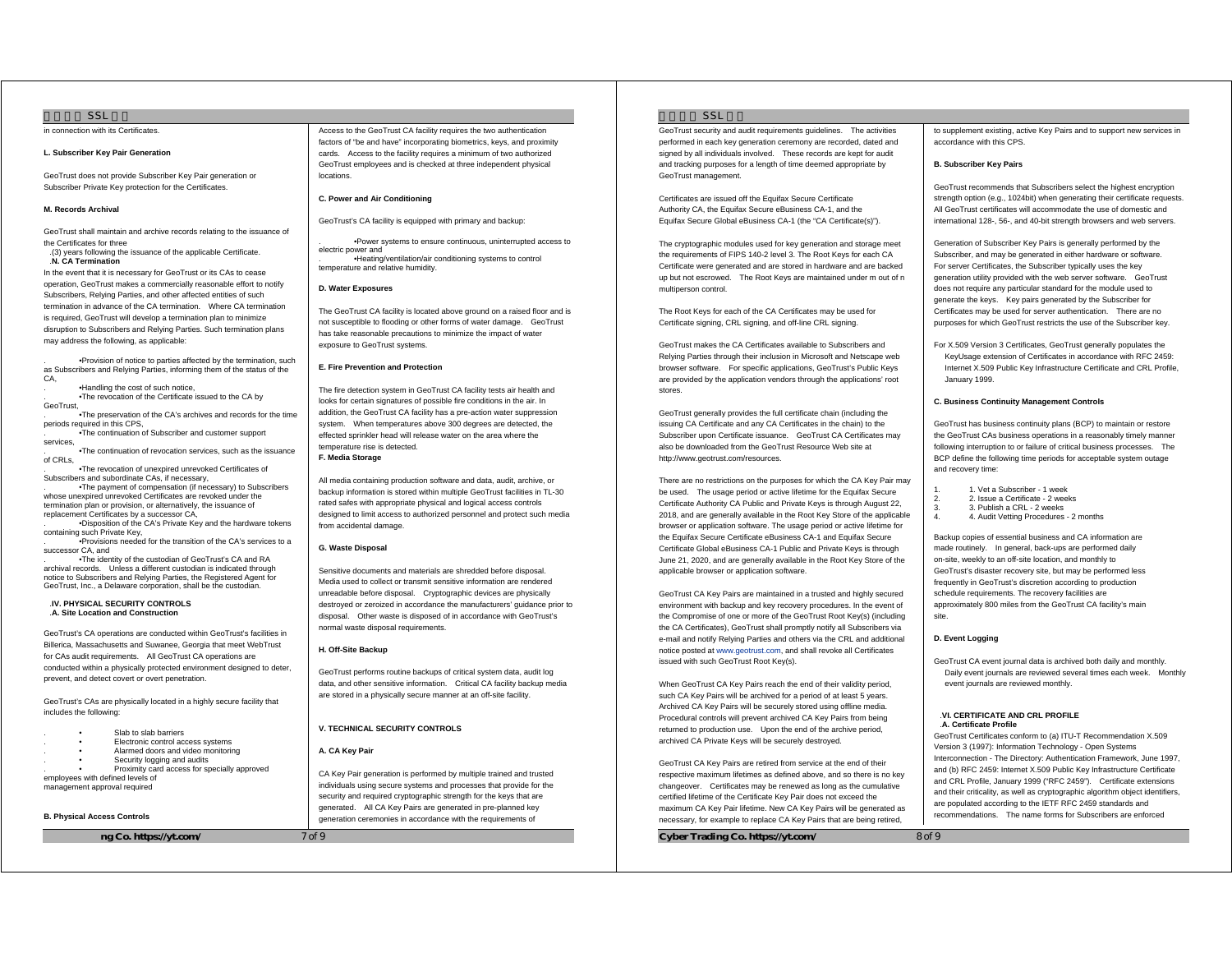in connection with its Certificates.

#### L. Subscriber Key Pair Generation

GeoTrust does not provide Subscriber Key Pair generation or Subscriber Private Key protection for the Certificates.

#### M. Records Archival

GeoTrust shall maintain and archive records relating to the issuance of the Certificates for three (3) years following the issuance of the applicable Certificate.

#### N. CA Termination

In the event that it is necessary for GeoTrust or its CAs to cease operation, GeoTrust makes a commercially reasonable effort to notify Subscribers, Relying Parties, and other affected entities of such termination in advance of the CA termination. Where CA termination is required, GeoTrust will develop a termination plan to minimize disruption to Subscribers and Relying Parties. Such termination plans may address the following, as applicable:

- Provision of notice to parties affected by the termination, such as Subscribers and Relying Parties, informing them of the status of the CA,
- Handling the cost of such notice,
- The revocation of the Certificate issued to the CA by GeoTrust,
- The preservation of the CA's archives and records for the time periods required in this CPS,
- The continuation of Subscriber and customer support services,
- The continuation of revocation services, such as the issuance of CRLs,
- The revocation of unexpired unrevoked Certificates of Subscribers and subordinate CAs, if necessary,
- The payment of compensation (if necessary) to Subscribers whose unexpired unrevoked Certificates are revoked under the termination plan or provision, or alternatively, the issuance of replacement Certificates by a successor CA,
- Disposition of the CA's Private Key and the hardware tokens containing such Private Key,
- Provisions needed for the transition of the CA's services to a successor CA, and
- The identity of the custodian of GeoTrust's CA and RA archival records. Unless a different custodian is indicated through notice to Subscribers and Relying Parties, the Registered Agent for GeoTrust, Inc., a Delaware corporation, shall be the custodian.

### IV. PHYSICAL SECURITY CONTROLS

#### A. Site Location and Construction

GeoTrust's CA operations are conducted within GeoTrust's facilities in Billerica, Massachusetts and Suwanee, Georgia that meet WebTrust for CAs audit requirements. All GeoTrust CA operations are conducted within a physically protected environment designed to deter, prevent, and detect covert or overt penetration.

GeoTrust's CAs are physically located in a highly secure facility that includes the following:

- Slab to slab barriers
- Electronic control access systems
- Alarmed doors and video monitoring
- Security logging and audits
- Proximity card access for specially approved employees with defined levels of management approval required

#### B. Physical Access Controls

Access to the GeoTrust CA facility requires the two authentication factors of "be and have" incorporating biometrics, keys, and proximity cards. Access to the facility requires a minimum of two authorized GeoTrust employees and is checked at three independent physical locations.

#### C. Power and Air Conditioning

GeoTrust's CA facility is equipped with primary and backup:

- Power systems to ensure continuous, uninterrupted access to electric power and
- Heating/ventilation/air conditioning systems to control temperature and relative humidity.

#### D. Water Exposures

The GeoTrust CA facility is located above ground on a raised floor and is not susceptible to flooding or other forms of water damage. GeoTrust has take reasonable precautions to minimize the impact of water exposure to GeoTrust systems.

#### E. Fire Prevention and Protection

The fire detection system in GeoTrust CA facility tests air health and looks for certain signatures of possible fire conditions in the air. In addition, the GeoTrust CA facility has a pre-action water suppression system. When temperatures above 300 degrees are detected, the effected sprinkler head will release water on the area where the temperature rise is detected.

#### F. Media Storage

All media containing production software and data, audit, archive, or backup information is stored within multiple GeoTrust facilities in TL-30 rated safes with appropriate physical and logical access controls designed to limit access to authorized personnel and protect such media from accidental damage.

#### G. Waste Disposal

Sensitive documents and materials are shredded before disposal. Media used to collect or transmit sensitive information are rendered unreadable before disposal. Cryptographic devices are physically destroyed or zeroized in accordance the manufacturers' guidance prior to disposal. Other waste is disposed of in accordance with GeoTrust's normal waste disposal requirements.

#### H. Off-Site Backup

GeoTrust performs routine backups of critical system data, audit log data, and other sensitive information. Critical CA facility backup media are stored in a physically secure manner at an off-site facility.

### V. TECHNICAL SECURITY CONTROLS

#### A. CA Key Pair

CA Key Pair generation is performed by multiple trained and trusted individuals using secure systems and processes that provide for the security and required cryptographic strength for the keys that are generated. All CA Key Pairs are generated in pre-planned key generation ceremonies in accordance with the requirements of GeoTrust security and audit requirements guidelines. The activities performed in each key generation ceremony are recorded, dated and signed by all individuals involved. These records are kept for audit and tracking purposes for a length of time deemed appropriate by GeoTrust management.

Certificates are issued off the Equifax Secure Certificate Authority CA, the Equifax Secure eBusiness CA-1, and the Equifax Secure Global eBusiness CA-1 (the "CA Certificate(s)").

The cryptographic modules used for key generation and storage meet the requirements of FIPS 140-2 level 3. The Root Keys for each CA Certificate were generated and are stored in hardware and are backed up but not escrowed. The Root Keys are maintained under m out of n multiperson control.

The Root Keys for each of the CA Certificates may be used for Certificate signing, CRL signing, and off-line CRL signing.

GeoTrust makes the CA Certificates available to Subscribers and Relying Parties through their inclusion in Microsoft and Netscape web browser software. For specific applications, GeoTrust's Public Keys are provided by the application vendors through the applications' root stores.

GeoTrust generally provides the full certificate chain (including the issuing CA Certificate and any CA Certificates in the chain) to the Subscriber upon Certificate issuance. GeoTrust CA Certificates may also be downloaded from the GeoTrust Resource Web site at http://www.geotrust.com/resources.

There are no restrictions on the purposes for which the CA Key Pair may be used. The usage period or active lifetime for the Equifax Secure Certificate Authority CA Public and Private Keys is through August 22, 2018, and are generally available in the Root Key Store of the applicable browser or application software. The usage period or active lifetime for the Equifax Secure Certificate eBusiness CA-1 and Equifax Secure Certificate Global eBusiness CA-1 Public and Private Keys is through June 21, 2020, and are generally available in the Root Key Store of the applicable browser or application software.

GeoTrust CA Key Pairs are maintained in a trusted and highly secured environment with backup and key recovery procedures. In the event of the Compromise of one or more of the GeoTrust Root Key(s) (including the CA Certificates), GeoTrust shall promptly notify all Subscribers via e-mail and notify Relying Parties and others via the CRL and additional notice posted at www.geotrust.com, and shall revoke all Certificates issued with such GeoTrust Root Key(s).

When GeoTrust CA Key Pairs reach the end of their validity period, such CA Key Pairs will be archived for a period of at least 5 years. Archived CA Key Pairs will be securely stored using offline media. Procedural controls will prevent archived CA Key Pairs from being returned to production use. Upon the end of the archive period, archived CA Private Keys will be securely destroyed.

GeoTrust CA Key Pairs are retired from service at the end of their respective maximum lifetimes as defined above, and so there is no key changeover. Certificates may be renewed as long as the cumulative certified lifetime of the Certificate Key Pair does not exceed the maximum CA Key Pair lifetime. New CA Key Pairs will be generated as necessary, for example to replace CA Key Pairs that are being retired, to supplement existing, active Key Pairs and to support new services in accordance with this CPS.

#### B. Subscriber Key Pairs

GeoTrust recommends that Subscribers select the highest encryption strength option (e.g., 1024bit) when generating their certificate requests. All GeoTrust certificates will accommodate the use of domestic and international 128-, 56-, and 40-bit strength browsers and web servers.

Generation of Subscriber Key Pairs is generally performed by the Subscriber, and may be generated in either hardware or software. For server Certificates, the Subscriber typically uses the key generation utility provided with the web server software. GeoTrust does not require any particular standard for the module used to generate the keys. Key pairs generated by the Subscriber for Certificates may be used for server authentication. There are no purposes for which GeoTrust restricts the use of the Subscriber key.

For X.509 Version 3 Certificates, GeoTrust generally populates the KeyUsage extension of Certificates in accordance with RFC 2459: Internet X.509 Public Key Infrastructure Certificate and CRL Profile, January 1999.

#### C. Business Continuity Management Controls

GeoTrust has business continuity plans (BCP) to maintain or restore the GeoTrust CAs business operations in a reasonably timely manner following interruption to or failure of critical business processes. The BCP define the following time periods for acceptable system outage and recovery time:

1. Vet a Subscriber - 1 week
2. Issue a Certificate - 2 weeks
3. Publish a CRL - 2 weeks
4. Audit Vetting Procedures - 2 months

Backup copies of essential business and CA information are made routinely. In general, back-ups are performed daily on-site, weekly to an off-site location, and monthly to GeoTrust's disaster recovery site, but may be performed less frequently in GeoTrust's discretion according to production schedule requirements. The recovery facilities are approximately 800 miles from the GeoTrust CA facility's main site.

#### D. Event Logging

GeoTrust CA event journal data is archived both daily and monthly. Daily event journals are reviewed several times each week. Monthly event journals are reviewed monthly.

### VI. CERTIFICATE AND CRL PROFILE

#### A. Certificate Profile

GeoTrust Certificates conform to (a) ITU-T Recommendation X.509 Version 3 (1997): Information Technology - Open Systems Interconnection - The Directory: Authentication Framework, June 1997, and (b) RFC 2459: Internet X.509 Public Key Infrastructure Certificate and CRL Profile, January 1999 ("RFC 2459"). Certificate extensions and their criticality, as well as cryptographic algorithm object identifiers, are populated according to the IETF RFC 2459 standards and recommendations. The name forms for Subscribers are enforced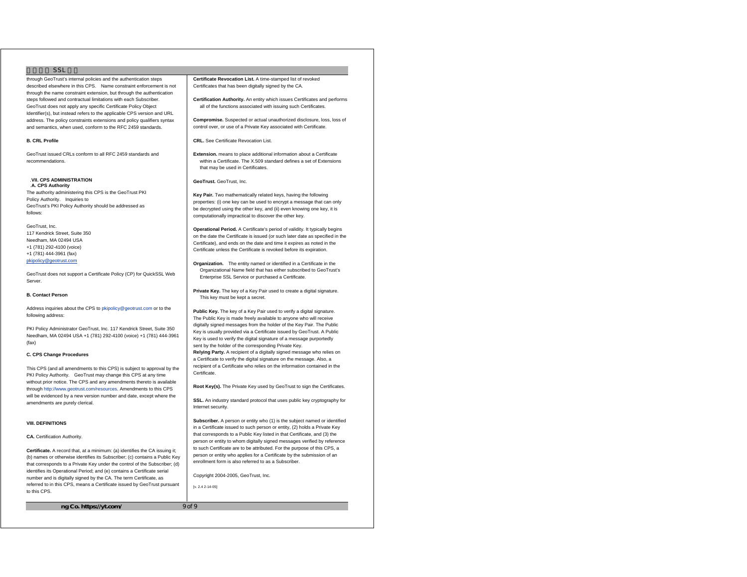through GeoTrust's internal policies and the authentication steps described elsewhere in this CPS. Name constraint enforcement is not through the name constraint extension, but through the authentication steps followed and contractual limitations with each Subscriber. GeoTrust does not apply any specific Certificate Policy Object Identifier(s), but instead refers to the applicable CPS version and URL address. The policy constraints extensions and policy qualifiers syntax and semantics, when used, conform to the RFC 2459 standards.

**B. CRL Profile**

GeoTrust issued CRLs conform to all RFC 2459 standards and recommendations.

## VII. CPS ADMINISTRATION

### A. CPS Authority

The authority administering this CPS is the GeoTrust PKI Policy Authority. Inquiries to GeoTrust's PKI Policy Authority should be addressed as follows:

GeoTrust, Inc.
117 Kendrick Street, Suite 350
Needham, MA 02494 USA
+1 (781) 292-4100 (voice)
+1 (781) 444-3961 (fax)
pkipolicy@geotrust.com

GeoTrust does not support a Certificate Policy (CP) for QuickSSL Web Server.

### B. Contact Person

Address inquiries about the CPS to pkipolicy@geotrust.com or to the following address:

PKI Policy Administrator GeoTrust, Inc. 117 Kendrick Street, Suite 350 Needham, MA 02494 USA +1 (781) 292-4100 (voice) +1 (781) 444-3961 (fax)

### C. CPS Change Procedures

This CPS (and all amendments to this CPS) is subject to approval by the PKI Policy Authority. GeoTrust may change this CPS at any time without prior notice. The CPS and any amendments thereto is available through http://www.geotrust.com/resources. Amendments to this CPS will be evidenced by a new version number and date, except where the amendments are purely clerical.

## VIII. DEFINITIONS

**CA.** Certification Authority.

**Certificate.** A record that, at a minimum: (a) identifies the CA issuing it; (b) names or otherwise identifies its Subscriber; (c) contains a Public Key that corresponds to a Private Key under the control of the Subscriber; (d) identifies its Operational Period; and (e) contains a Certificate serial number and is digitally signed by the CA. The term Certificate, as referred to in this CPS, means a Certificate issued by GeoTrust pursuant to this CPS.

**Certificate Revocation List.** A time-stamped list of revoked Certificates that has been digitally signed by the CA.

**Certification Authority.** An entity which issues Certificates and performs all of the functions associated with issuing such Certificates.

**Compromise.** Suspected or actual unauthorized disclosure, loss, loss of control over, or use of a Private Key associated with Certificate.

**CRL.** See Certificate Revocation List.

**Extension.** means to place additional information about a Certificate within a Certificate. The X.509 standard defines a set of Extensions that may be used in Certificates.

**GeoTrust.** GeoTrust, Inc.

**Key Pair.** Two mathematically related keys, having the following properties: (i) one key can be used to encrypt a message that can only be decrypted using the other key, and (ii) even knowing one key, it is computationally impractical to discover the other key.

**Operational Period.** A Certificate's period of validity. It typically begins on the date the Certificate is issued (or such later date as specified in the Certificate), and ends on the date and time it expires as noted in the Certificate unless the Certificate is revoked before its expiration.

**Organization.** The entity named or identified in a Certificate in the Organizational Name field that has either subscribed to GeoTrust's Enterprise SSL Service or purchased a Certificate.

**Private Key.** The key of a Key Pair used to create a digital signature. This key must be kept a secret.

**Public Key.** The key of a Key Pair used to verify a digital signature. The Public Key is made freely available to anyone who will receive digitally signed messages from the holder of the Key Pair. The Public Key is usually provided via a Certificate issued by GeoTrust. A Public Key is used to verify the digital signature of a message purportedly sent by the holder of the corresponding Private Key.

**Relying Party.** A recipient of a digitally signed message who relies on a Certificate to verify the digital signature on the message. Also, a recipient of a Certificate who relies on the information contained in the Certificate.

**Root Key(s).** The Private Key used by GeoTrust to sign the Certificates.

**SSL.** An industry standard protocol that uses public key cryptography for Internet security.

**Subscriber.** A person or entity who (1) is the subject named or identified in a Certificate issued to such person or entity, (2) holds a Private Key that corresponds to a Public Key listed in that Certificate, and (3) the person or entity to whom digitally signed messages verified by reference to such Certificate are to be attributed. For the purpose of this CPS, a person or entity who applies for a Certificate by the submission of an enrollment form is also referred to as a Subscriber.

Copyright 2004-2005, GeoTrust, Inc.

[v. 2.4 2-14-05]